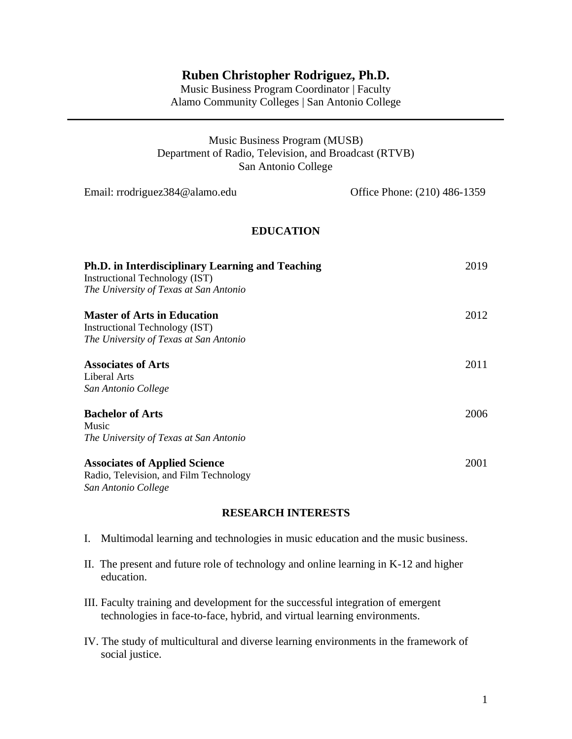# Ruben Christopher Rodriguez, Ph.D.

Music Business Program Coordinator | Faculty
Alamo Community Colleges | San Antonio College

---

Music Business Program (MUSB)
Department of Radio, Television, and Broadcast (RTVB)
San Antonio College

Email: rrodriguez384@alamo.edu — Office Phone: (210) 486-1359

## EDUCATION

**Ph.D. in Interdisciplinary Learning and Teaching** — 2019
Instructional Technology (IST)
*The University of Texas at San Antonio*

**Master of Arts in Education** — 2012
Instructional Technology (IST)
*The University of Texas at San Antonio*

**Associates of Arts** — 2011
Liberal Arts
*San Antonio College*

**Bachelor of Arts** — 2006
Music
*The University of Texas at San Antonio*

**Associates of Applied Science** — 2001
Radio, Television, and Film Technology
*San Antonio College*

## RESEARCH INTERESTS

I. Multimodal learning and technologies in music education and the music business.

II. The present and future role of technology and online learning in K-12 and higher education.

III. Faculty training and development for the successful integration of emergent technologies in face-to-face, hybrid, and virtual learning environments.

IV. The study of multicultural and diverse learning environments in the framework of social justice.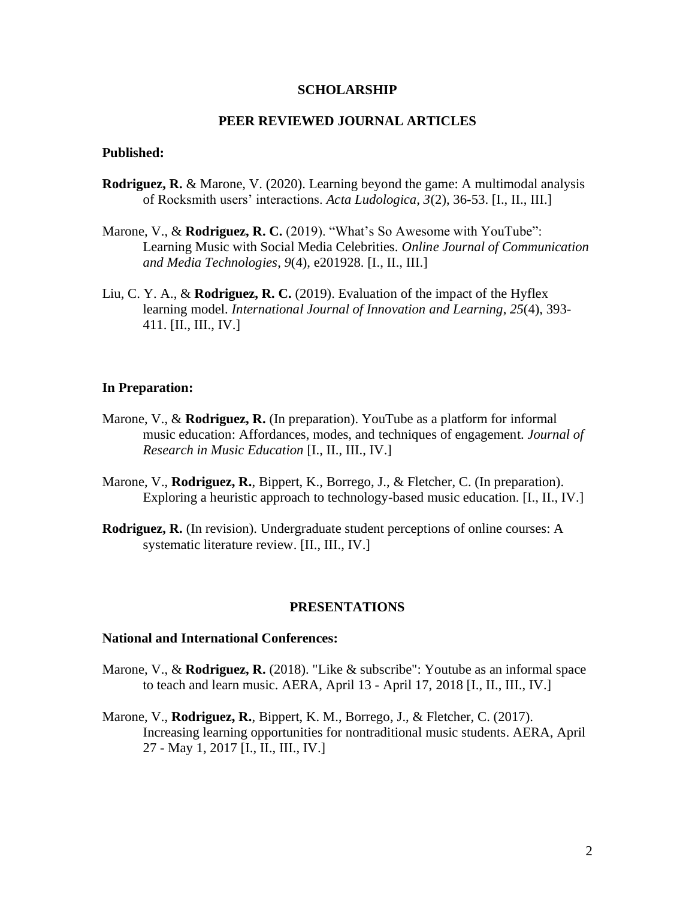## SCHOLARSHIP

## PEER REVIEWED JOURNAL ARTICLES

**Published:**

**Rodriguez, R.** & Marone, V. (2020). Learning beyond the game: A multimodal analysis of Rocksmith users' interactions. *Acta Ludologica*, *3*(2), 36-53. [I., II., III.]

Marone, V., & **Rodriguez, R. C.** (2019). "What's So Awesome with YouTube": Learning Music with Social Media Celebrities. *Online Journal of Communication and Media Technologies*, *9*(4), e201928. [I., II., III.]

Liu, C. Y. A., & **Rodriguez, R. C.** (2019). Evaluation of the impact of the Hyflex learning model. *International Journal of Innovation and Learning*, *25*(4), 393-411. [II., III., IV.]

**In Preparation:**

Marone, V., & **Rodriguez, R.** (In preparation). YouTube as a platform for informal music education: Affordances, modes, and techniques of engagement. *Journal of Research in Music Education* [I., II., III., IV.]

Marone, V., **Rodriguez, R.**, Bippert, K., Borrego, J., & Fletcher, C. (In preparation). Exploring a heuristic approach to technology-based music education. [I., II., IV.]

**Rodriguez, R.** (In revision). Undergraduate student perceptions of online courses: A systematic literature review. [II., III., IV.]

## PRESENTATIONS

**National and International Conferences:**

Marone, V., & **Rodriguez, R.** (2018). "Like & subscribe": Youtube as an informal space to teach and learn music. AERA, April 13 - April 17, 2018 [I., II., III., IV.]

Marone, V., **Rodriguez, R.**, Bippert, K. M., Borrego, J., & Fletcher, C. (2017). Increasing learning opportunities for nontraditional music students. AERA, April 27 - May 1, 2017 [I., II., III., IV.]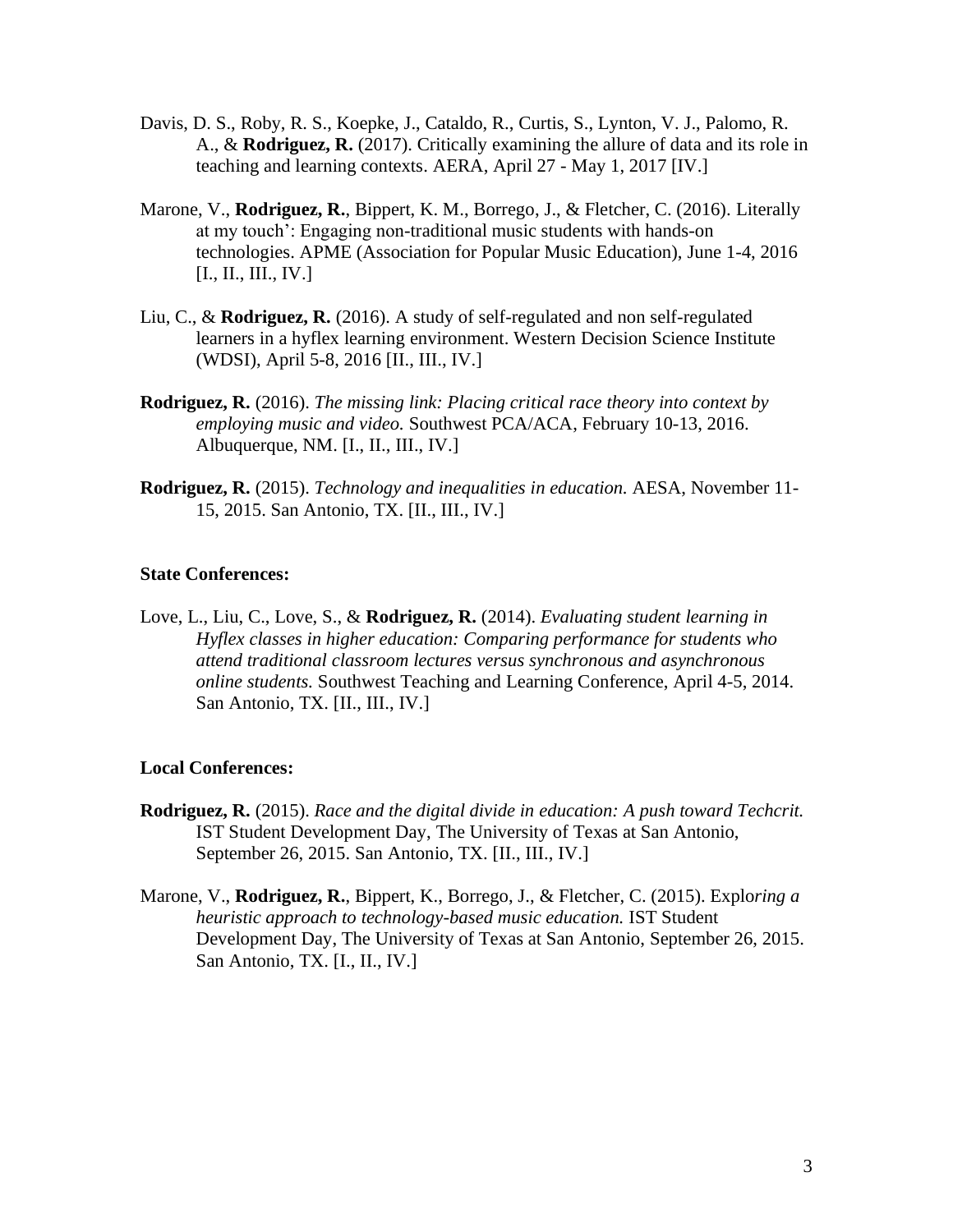Davis, D. S., Roby, R. S., Koepke, J., Cataldo, R., Curtis, S., Lynton, V. J., Palomo, R. A., & **Rodriguez, R.** (2017). Critically examining the allure of data and its role in teaching and learning contexts. AERA, April 27 - May 1, 2017 [IV.]

Marone, V., **Rodriguez, R.**, Bippert, K. M., Borrego, J., & Fletcher, C. (2016). Literally at my touch': Engaging non-traditional music students with hands-on technologies. APME (Association for Popular Music Education), June 1-4, 2016 [I., II., III., IV.]

Liu, C., & **Rodriguez, R.** (2016). A study of self-regulated and non self-regulated learners in a hyflex learning environment. Western Decision Science Institute (WDSI), April 5-8, 2016 [II., III., IV.]

**Rodriguez, R.** (2016). *The missing link: Placing critical race theory into context by employing music and video.* Southwest PCA/ACA, February 10-13, 2016. Albuquerque, NM. [I., II., III., IV.]

**Rodriguez, R.** (2015). *Technology and inequalities in education.* AESA, November 11-15, 2015. San Antonio, TX. [II., III., IV.]

**State Conferences:**

Love, L., Liu, C., Love, S., & **Rodriguez, R.** (2014). *Evaluating student learning in Hyflex classes in higher education: Comparing performance for students who attend traditional classroom lectures versus synchronous and asynchronous online students.* Southwest Teaching and Learning Conference, April 4-5, 2014. San Antonio, TX. [II., III., IV.]

**Local Conferences:**

**Rodriguez, R.** (2015). *Race and the digital divide in education: A push toward Techcrit.* IST Student Development Day, The University of Texas at San Antonio, September 26, 2015. San Antonio, TX. [II., III., IV.]

Marone, V., **Rodriguez, R.**, Bippert, K., Borrego, J., & Fletcher, C. (2015). Explo*ring a heuristic approach to technology-based music education.* IST Student Development Day, The University of Texas at San Antonio, September 26, 2015. San Antonio, TX. [I., II., IV.]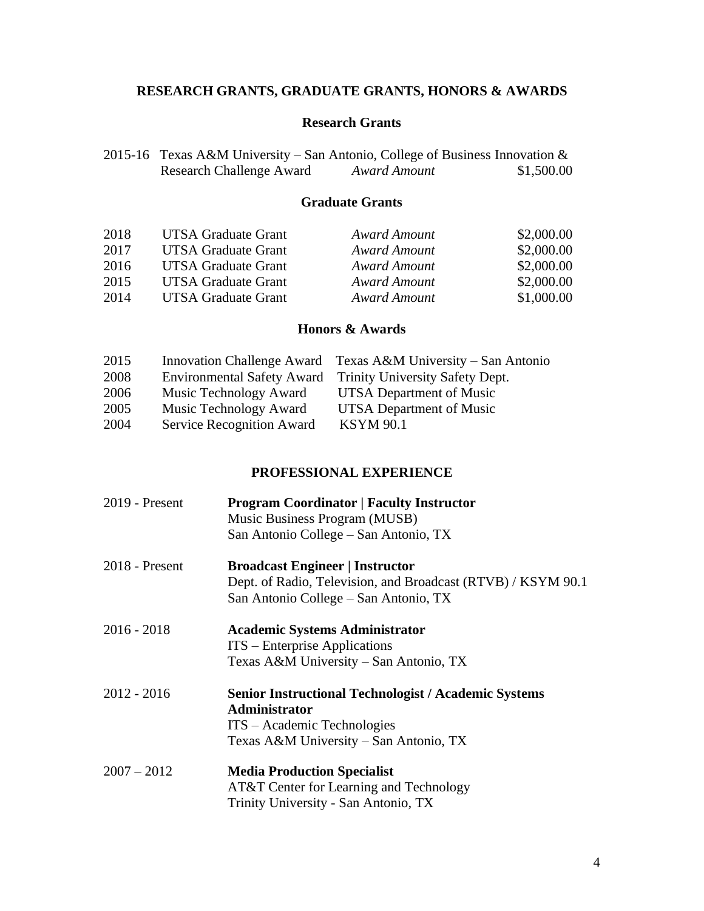## RESEARCH GRANTS, GRADUATE GRANTS, HONORS & AWARDS

### Research Grants

| | | | |
|---|---|---|---|
| 2015-16 | Texas A&M University – San Antonio, College of Business Innovation & Research Challenge Award | *Award Amount* | $1,500.00 |

### Graduate Grants

| | | | |
|---|---|---|---|
| 2018 | UTSA Graduate Grant | *Award Amount* | $2,000.00 |
| 2017 | UTSA Graduate Grant | *Award Amount* | $2,000.00 |
| 2016 | UTSA Graduate Grant | *Award Amount* | $2,000.00 |
| 2015 | UTSA Graduate Grant | *Award Amount* | $2,000.00 |
| 2014 | UTSA Graduate Grant | *Award Amount* | $1,000.00 |

### Honors & Awards

| | | |
|---|---|---|
| 2015 | Innovation Challenge Award | Texas A&M University – San Antonio |
| 2008 | Environmental Safety Award | Trinity University Safety Dept. |
| 2006 | Music Technology Award | UTSA Department of Music |
| 2005 | Music Technology Award | UTSA Department of Music |
| 2004 | Service Recognition Award | KSYM 90.1 |

## PROFESSIONAL EXPERIENCE

2019 - Present
**Program Coordinator | Faculty Instructor**
Music Business Program (MUSB)
San Antonio College – San Antonio, TX

2018 - Present
**Broadcast Engineer | Instructor**
Dept. of Radio, Television, and Broadcast (RTVB) / KSYM 90.1
San Antonio College – San Antonio, TX

2016 - 2018
**Academic Systems Administrator**
ITS – Enterprise Applications
Texas A&M University – San Antonio, TX

2012 - 2016
**Senior Instructional Technologist / Academic Systems Administrator**
ITS – Academic Technologies
Texas A&M University – San Antonio, TX

2007 – 2012
**Media Production Specialist**
AT&T Center for Learning and Technology
Trinity University - San Antonio, TX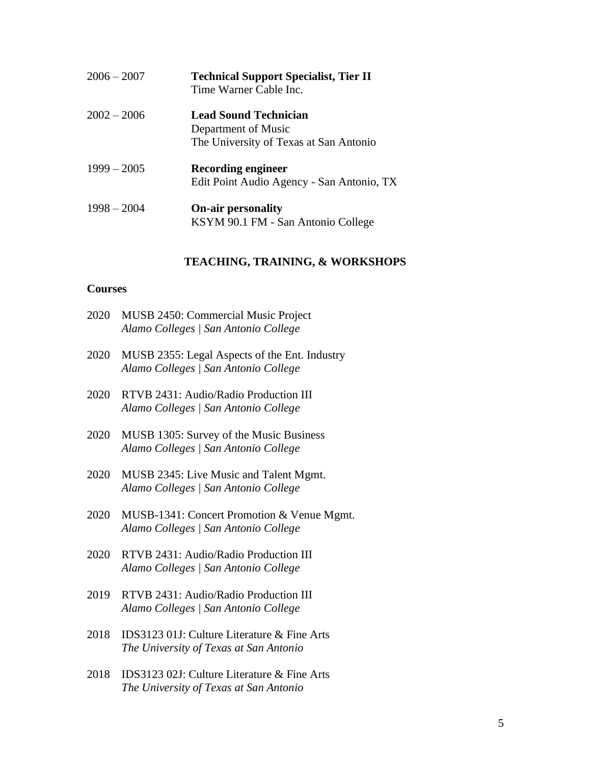2006 – 2007 **Technical Support Specialist, Tier II**
Time Warner Cable Inc.

2002 – 2006 **Lead Sound Technician**
Department of Music
The University of Texas at San Antonio

1999 – 2005 **Recording engineer**
Edit Point Audio Agency - San Antonio, TX

1998 – 2004 **On-air personality**
KSYM 90.1 FM - San Antonio College

## TEACHING, TRAINING, & WORKSHOPS

### Courses

2020 MUSB 2450: Commercial Music Project
*Alamo Colleges | San Antonio College*

2020 MUSB 2355: Legal Aspects of the Ent. Industry
*Alamo Colleges | San Antonio College*

2020 RTVB 2431: Audio/Radio Production III
*Alamo Colleges | San Antonio College*

2020 MUSB 1305: Survey of the Music Business
*Alamo Colleges | San Antonio College*

2020 MUSB 2345: Live Music and Talent Mgmt.
*Alamo Colleges | San Antonio College*

2020 MUSB-1341: Concert Promotion & Venue Mgmt.
*Alamo Colleges | San Antonio College*

2020 RTVB 2431: Audio/Radio Production III
*Alamo Colleges | San Antonio College*

2019 RTVB 2431: Audio/Radio Production III
*Alamo Colleges | San Antonio College*

2018 IDS3123 01J: Culture Literature & Fine Arts
*The University of Texas at San Antonio*

2018 IDS3123 02J: Culture Literature & Fine Arts
*The University of Texas at San Antonio*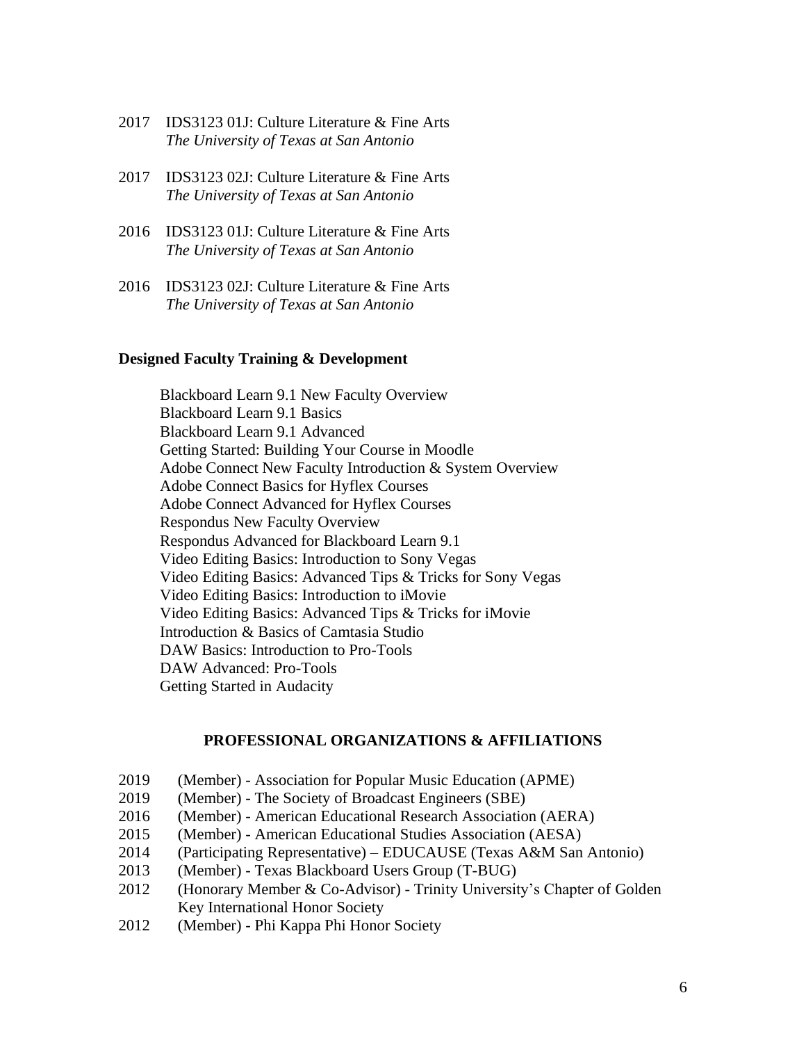2017 IDS3123 01J: Culture Literature & Fine Arts
*The University of Texas at San Antonio*

2017 IDS3123 02J: Culture Literature & Fine Arts
*The University of Texas at San Antonio*

2016 IDS3123 01J: Culture Literature & Fine Arts
*The University of Texas at San Antonio*

2016 IDS3123 02J: Culture Literature & Fine Arts
*The University of Texas at San Antonio*

### Designed Faculty Training & Development

Blackboard Learn 9.1 New Faculty Overview
Blackboard Learn 9.1 Basics
Blackboard Learn 9.1 Advanced
Getting Started: Building Your Course in Moodle
Adobe Connect New Faculty Introduction & System Overview
Adobe Connect Basics for Hyflex Courses
Adobe Connect Advanced for Hyflex Courses
Respondus New Faculty Overview
Respondus Advanced for Blackboard Learn 9.1
Video Editing Basics: Introduction to Sony Vegas
Video Editing Basics: Advanced Tips & Tricks for Sony Vegas
Video Editing Basics: Introduction to iMovie
Video Editing Basics: Advanced Tips & Tricks for iMovie
Introduction & Basics of Camtasia Studio
DAW Basics: Introduction to Pro-Tools
DAW Advanced: Pro-Tools
Getting Started in Audacity

## PROFESSIONAL ORGANIZATIONS & AFFILIATIONS

2019 (Member) - Association for Popular Music Education (APME)
2019 (Member) - The Society of Broadcast Engineers (SBE)
2016 (Member) - American Educational Research Association (AERA)
2015 (Member) - American Educational Studies Association (AESA)
2014 (Participating Representative) – EDUCAUSE (Texas A&M San Antonio)
2013 (Member) - Texas Blackboard Users Group (T-BUG)
2012 (Honorary Member & Co-Advisor) - Trinity University's Chapter of Golden Key International Honor Society
2012 (Member) - Phi Kappa Phi Honor Society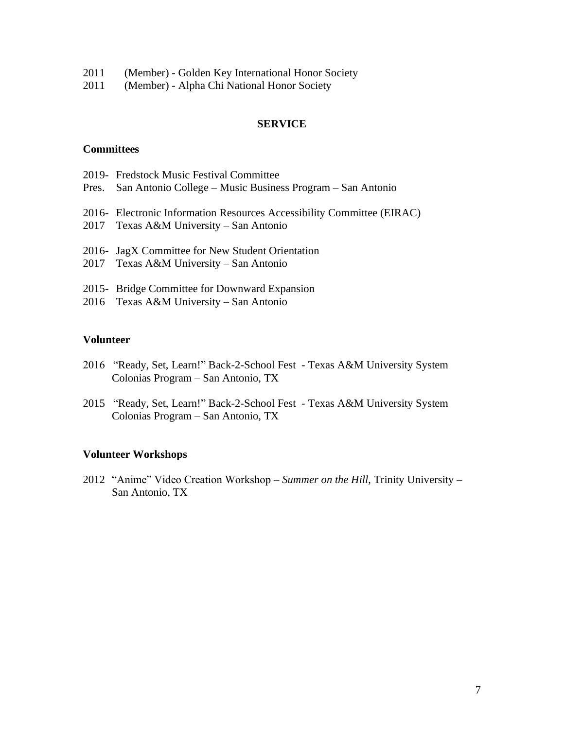2011 (Member) - Golden Key International Honor Society
2011 (Member) - Alpha Chi National Honor Society

## SERVICE

### Committees

2019- Fredstock Music Festival Committee
Pres. San Antonio College – Music Business Program – San Antonio

2016- Electronic Information Resources Accessibility Committee (EIRAC)
2017 Texas A&M University – San Antonio

2016- JagX Committee for New Student Orientation
2017 Texas A&M University – San Antonio

2015- Bridge Committee for Downward Expansion
2016 Texas A&M University – San Antonio

### Volunteer

2016 "Ready, Set, Learn!" Back-2-School Fest - Texas A&M University System Colonias Program – San Antonio, TX

2015 "Ready, Set, Learn!" Back-2-School Fest - Texas A&M University System Colonias Program – San Antonio, TX

### Volunteer Workshops

2012 "Anime" Video Creation Workshop – *Summer on the Hill*, Trinity University – San Antonio, TX